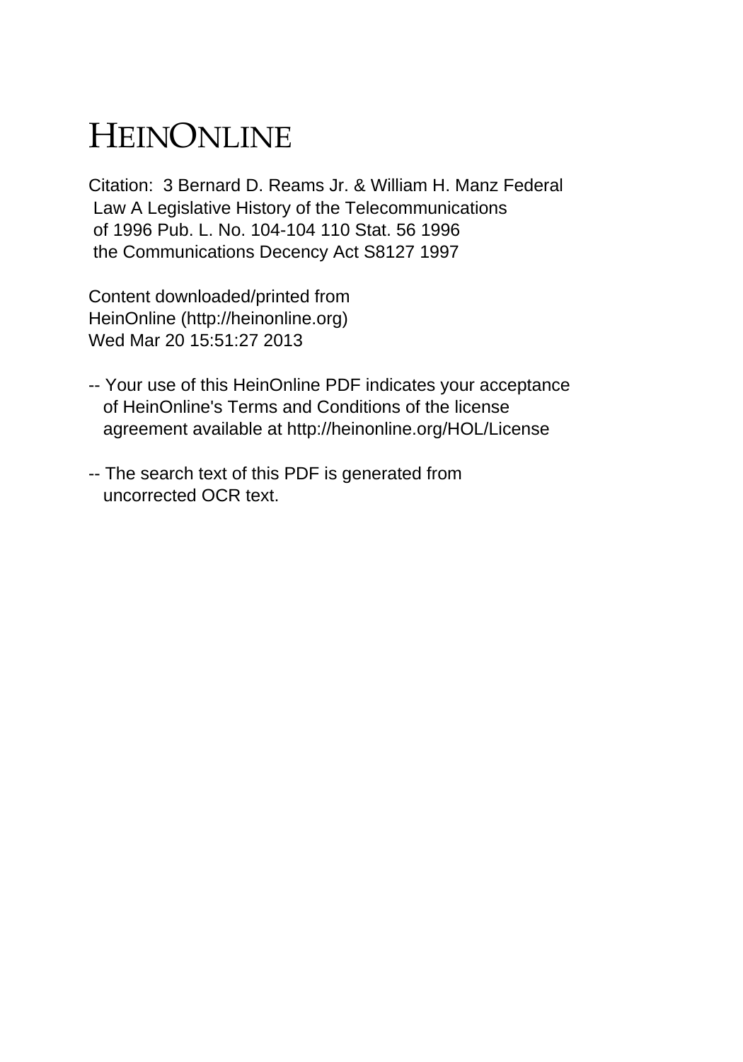# HEINONLINE

Citation: 3 Bernard D. Reams Jr. & William H. Manz Federal
Law A Legislative History of the Telecommunications
of 1996 Pub. L. No. 104-104 110 Stat. 56 1996
the Communications Decency Act S8127 1997

Content downloaded/printed from
HeinOnline (http://heinonline.org)
Wed Mar 20 15:51:27 2013

-- Your use of this HeinOnline PDF indicates your acceptance
   of HeinOnline's Terms and Conditions of the license
   agreement available at http://heinonline.org/HOL/License

-- The search text of this PDF is generated from
   uncorrected OCR text.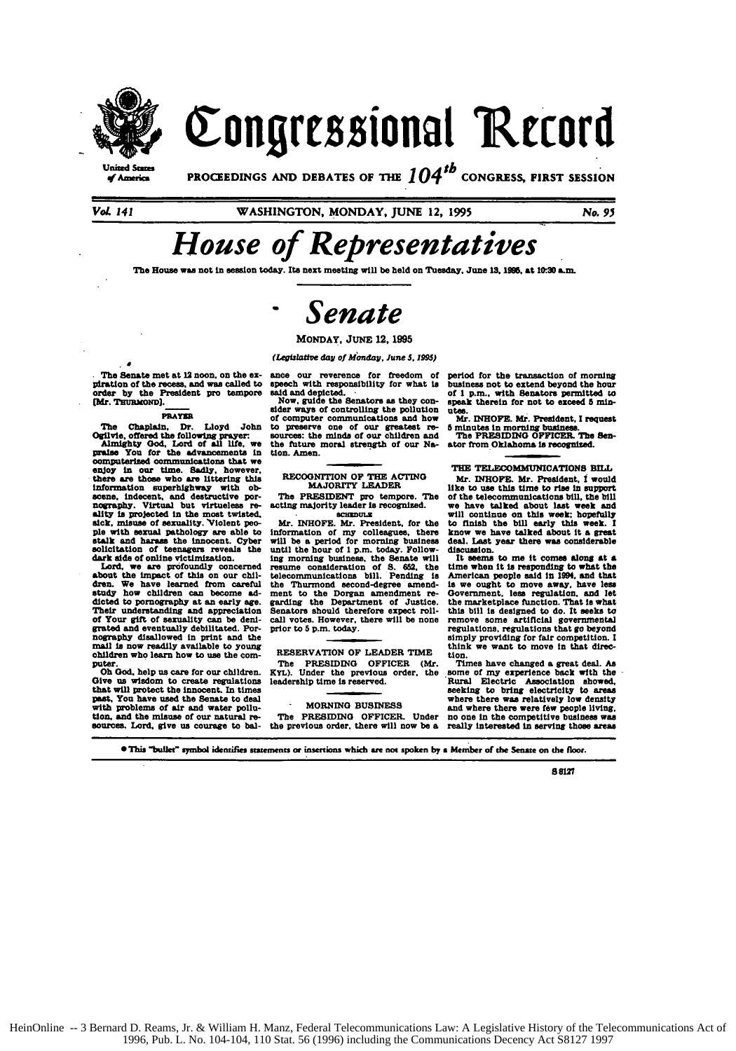# Congressional Record

United States of America

PROCEEDINGS AND DEBATES OF THE 104th CONGRESS, FIRST SESSION

Vol. 141 WASHINGTON, MONDAY, JUNE 12, 1995 No. 95

# House of Representatives

The House was not in session today. Its next meeting will be held on Tuesday, June 13, 1995, at 10:30 a.m.

# Senate

MONDAY, JUNE 12, 1995

*(Legislative day of Monday, June 5, 1995)*

The Senate met at 12 noon, on the expiration of the recess, and was called to order by the President pro tempore [Mr. THURMOND].

## PRAYER

The Chaplain, Dr. Lloyd John Ogilvie, offered the following prayer:

Almighty God, Lord of all life, we praise You for the advancements in computerized communications that we enjoy in our time. Sadly, however, there are those who are littering this information superhighway with obscene, indecent, and destructive pornography. Virtual but virtueless reality is projected in the most twisted, sick, misuse of sexuality. Violent people with sexual pathology are able to stalk and harass the innocent. Cyber solicitation of teenagers reveals the dark side of online victimization.

Lord, we are profoundly concerned about the impact of this on our children. We have learned from careful study how children can become addicted to pornography at an early age. Their understanding and appreciation of Your gift of sexuality can be denigrated and eventually debilitated. Pornography disallowed in print and the mail is now readily available to young children who learn how to use the computer.

Oh God, help us care for our children. Give us wisdom to create regulations that will protect the innocent. In times past, You have used the Senate to deal with problems of air and water pollution, and the misuse of our natural resources. Lord, give us courage to balance our reverence for freedom of speech with responsibility for what is said and depicted.

Now, guide the Senators as they consider ways of controlling the pollution of computer communications and how to preserve one of our greatest resources: the minds of our children and the future moral strength of our Nation. Amen.

## RECOGNITION OF THE ACTING MAJORITY LEADER

The PRESIDENT pro tempore. The acting majority leader is recognized.

### SCHEDULE

Mr. INHOFE. Mr. President, for the information of my colleagues, there will be a period for morning business until the hour of 1 p.m. today. Following morning business, the Senate will resume consideration of S. 652, the telecommunications bill. Pending is the Thurmond second-degree amendment to the Dorgan amendment regarding the Department of Justice. Senators should therefore expect rollcall votes. However, there will be none prior to 5 p.m. today.

## RESERVATION OF LEADER TIME

The PRESIDING OFFICER (Mr. KYL). Under the previous order, the leadership time is reserved.

## MORNING BUSINESS

The PRESIDING OFFICER. Under the previous order, there will now be a period for the transaction of morning business not to extend beyond the hour of 1 p.m., with Senators permitted to speak therein for not to exceed 5 minutes.

Mr. INHOFE. Mr. President, I request 5 minutes in morning business.

The PRESIDING OFFICER. The Senator from Oklahoma is recognized.

## THE TELECOMMUNICATIONS BILL

Mr. INHOFE. Mr. President, I would like to use this time to rise in support of the telecommunications bill, the bill we have talked about last week and will continue on this week; hopefully to finish the bill early this week. I know we have talked about it a great deal. Last year there was considerable discussion.

It seems to me it comes along at a time when it is responding to what the American people said in 1994, and that is we ought to move away, have less Government, less regulation, and let the marketplace function. That is what this bill is designed to do. It seeks to remove some artificial governmental regulations, regulations that go beyond simply providing for fair competition. I think we want to move in that direction.

Times have changed a great deal. As some of my experience back with the Rural Electric Association showed, seeking to bring electricity to areas where there was relatively low density and where there were few people living, no one in the competitive business was really interested in serving those areas

● This "bullet" symbol identifies statements or insertions which are not spoken by a Member of the Senate on the floor.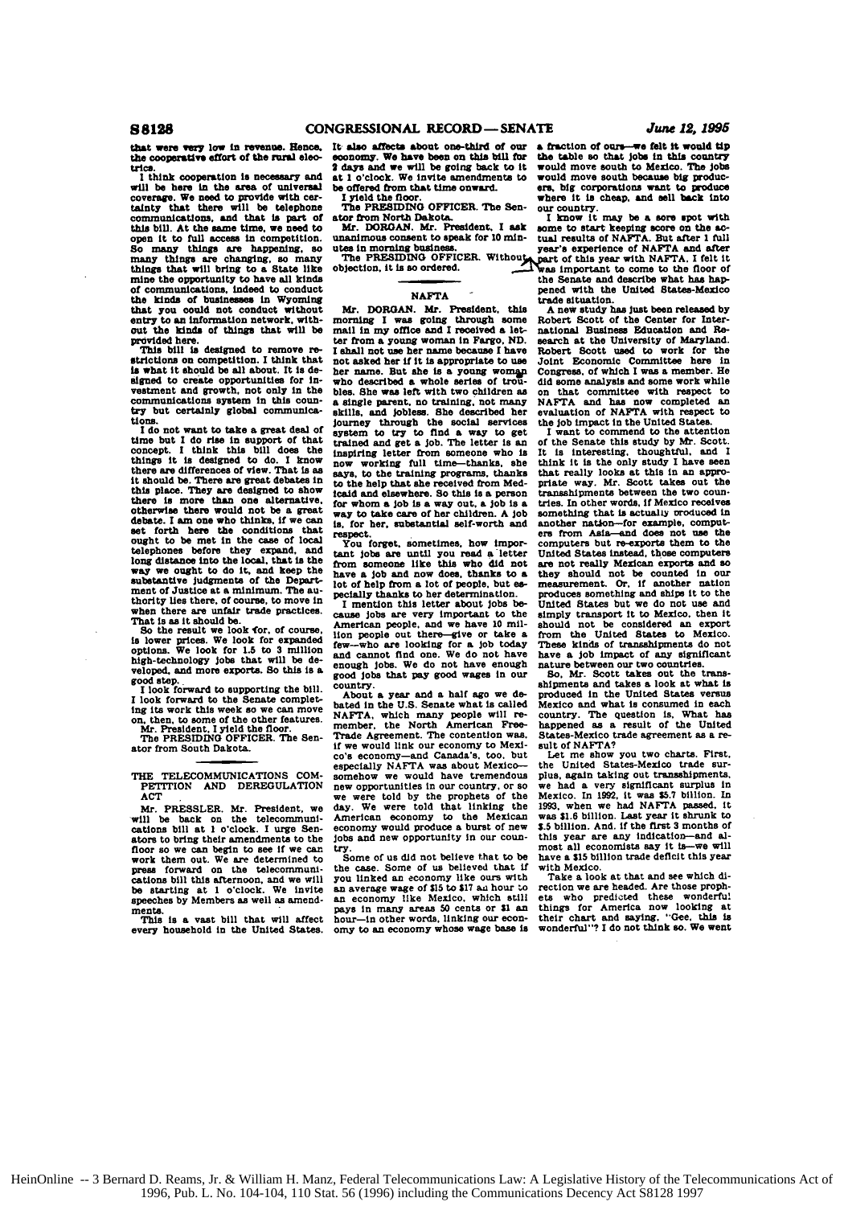that were very low in revenue. Hence, the cooperative effort of the rural electrics.

I think cooperation is necessary and will be here in the area of universal coverage. We need to provide with certainty that there will be telephone communications, and that is part of this bill. At the same time, we need to open it to full access in competition. So many things are happening, so many things are changing, so many things that will bring to a State like mine the opportunity to have all kinds of communications, indeed to conduct the kinds of businesses in Wyoming that you could not conduct without entry to an information network, without the kinds of things that will be provided here.

This bill is designed to remove restrictions on competition. I think that is what it should be all about. It is designed to create opportunities for investment and growth, not only in the communications system in this country but certainly global communications.

I do not want to take a great deal of time but I do rise in support of that concept. I think this bill does the things it is designed to do. I know there are differences of view. That is as it should be. There are great debates in this place. They are designed to show there is more than one alternative, otherwise there would not be a great debate. I am one who thinks, if we can set forth here the conditions that ought to be met in the case of local telephones before they expand, and long distance into the local, that is the way we ought to do it, and keep the substantive judgments of the Department of Justice at a minimum. The authority lies there, of course, to move in when there are unfair trade practices. That is as it should be.

So the result we look for, of course, is lower prices. We look for expanded options. We look for 1.5 to 3 million high-technology jobs that will be developed, and more exports. So this is a good step.

I look forward to supporting the bill. I look forward to the Senate completing its work this week so we can move on, then, to some of the other features.

Mr. President, I yield the floor.

The PRESIDING OFFICER. The Senator from South Dakota.

## THE TELECOMMUNICATIONS COMPETITION AND DEREGULATION ACT

Mr. PRESSLER. Mr. President, we will be back on the telecommunications bill at 1 o'clock. I urge Senators to bring their amendments to the floor so we can begin to see if we can work them out. We are determined to press forward on the telecommunications bill this afternoon, and we will be starting at 1 o'clock. We invite speeches by Members as well as amendments.

This is a vast bill that will affect every household in the United States. It also affects about one-third of our economy. We have been on this bill for 2 days and we will be going back to it at 1 o'clock. We invite amendments to be offered from that time onward.

I yield the floor.

The PRESIDING OFFICER. The Senator from North Dakota.

Mr. DORGAN. Mr. President, I ask unanimous consent to speak for 10 minutes in morning business.

The PRESIDING OFFICER. Without objection, it is so ordered.

## NAFTA

Mr. DORGAN. Mr. President, this morning I was going through some mail in my office and I received a letter from a young woman in Fargo, ND. I shall not use her name because I have not asked her if it is appropriate to use her name. But she is a young woman who described a whole series of troubles. She was left with two children as a single parent, no training, not many skills, and jobless. She described her journey through the social services system to try to find a way to get trained and get a job. The letter is an inspiring letter from someone who is now working full time—thanks, she says, to the training programs, thanks to the help that she received from Medicaid and elsewhere. So this is a person for whom a job is a way out, a job is a way to take care of her children. A job is, for her, substantial self-worth and respect.

You forget, sometimes, how important jobs are until you read a letter from someone like this who did not have a job and now does, thanks to a lot of help from a lot of people, but especially thanks to her determination.

I mention this letter about jobs because jobs are very important to the American people, and we have 10 million people out there—give or take a few—who are looking for a job today and cannot find one. We do not have enough jobs. We do not have enough good jobs that pay good wages in our country.

About a year and a half ago we debated in the U.S. Senate what is called NAFTA, which many people will remember, the North American Free-Trade Agreement. The contention was, if we would link our economy to Mexico's economy—and Canada's, too, but especially NAFTA was about Mexico—somehow we would have tremendous new opportunities in our country, or so we were told by the prophets of the day. We were told that linking the American economy to the Mexican economy would produce a burst of new jobs and new opportunity in our country.

Some of us did not believe that to be the case. Some of us believed that if you linked an economy like ours with an average wage of $15 to $17 an hour to an economy like Mexico, which still pays in many areas 50 cents or $1 an hour—in other words, linking our economy to an economy whose wage base is a fraction of ours—we felt it would tip the table so that jobs in this country would move south to Mexico. The jobs would move south because big producers, big corporations want to produce where it is cheap, and sell back into our country.

I know it may be a sore spot with some to start keeping score on the actual results of NAFTA. But after 1 full year's experience of NAFTA and after part of this year with NAFTA, I felt it was important to come to the floor of the Senate and describe what has happened with the United States-Mexico trade situation.

A new study has just been released by Robert Scott of the Center for International Business Education and Research at the University of Maryland. Robert Scott used to work for the Joint Economic Committee here in Congress, of which I was a member. He did some analysis and some work while on that committee with respect to NAFTA and has now completed an evaluation of NAFTA with respect to the job impact in the United States.

I want to commend to the attention of the Senate this study by Mr. Scott. It is interesting, thoughtful, and I think it is the only study I have seen that really looks at this in an appropriate way. Mr. Scott takes out the transshipments between the two countries. In other words, if Mexico receives something that is actually produced in another nation—for example, computers from Asia—and does not use the computers but re-exports them to the United States instead, those computers are not really Mexican exports and so they should not be counted in our measurement. Or, if another nation produces something and ships it to the United States but we do not use and simply transport it to Mexico, then it should not be considered an export from the United States to Mexico. These kinds of transshipments do not have a job impact of any significant nature between our two countries.

So, Mr. Scott takes out the transshipments and takes a look at what is produced in the United States versus Mexico and what is consumed in each country. The question is, What has happened as a result of the United States-Mexico trade agreement as a result of NAFTA?

Let me show you two charts. First, the United States-Mexico trade surplus, again taking out transshipments, we had a very significant surplus in Mexico. In 1992, it was $5.7 billion. In 1993, when we had NAFTA passed, it was $1.6 billion. Last year it shrunk to $.5 billion. And, if the first 3 months of this year are any indication—and almost all economists say it is—we will have a $15 billion trade deficit this year with Mexico.

Take a look at that and see which direction we are headed. Are those prophets who predicted these wonderful things for America now looking at their chart and saying, "Gee, this is wonderful"? I do not think so. We went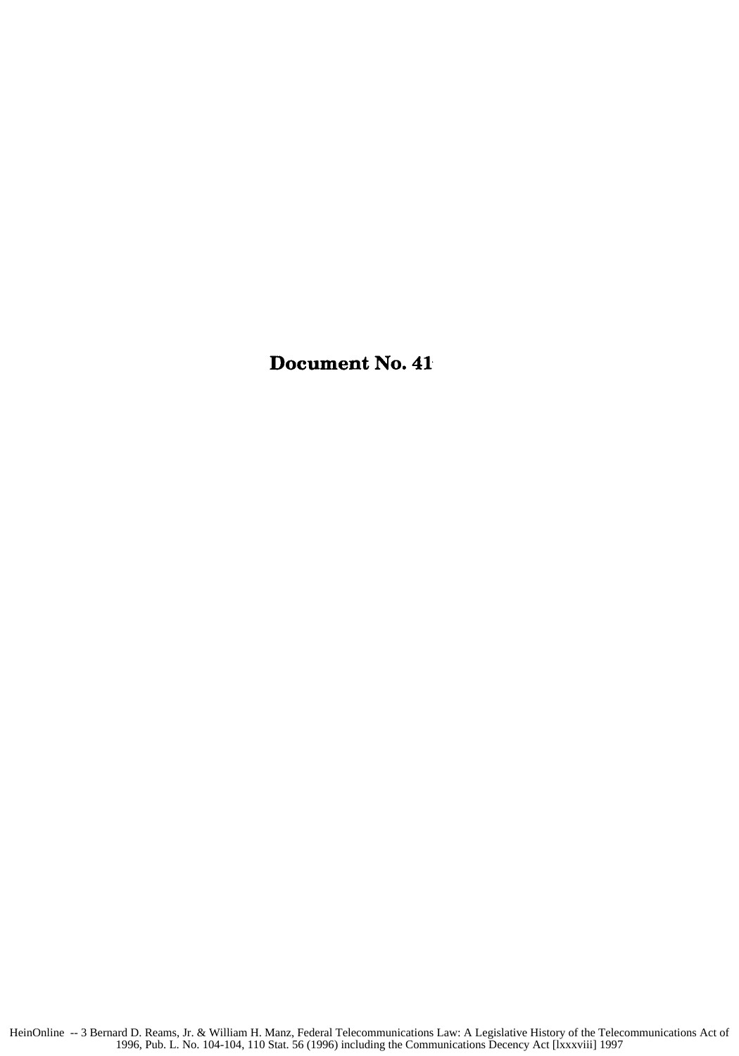**Document No. 41**